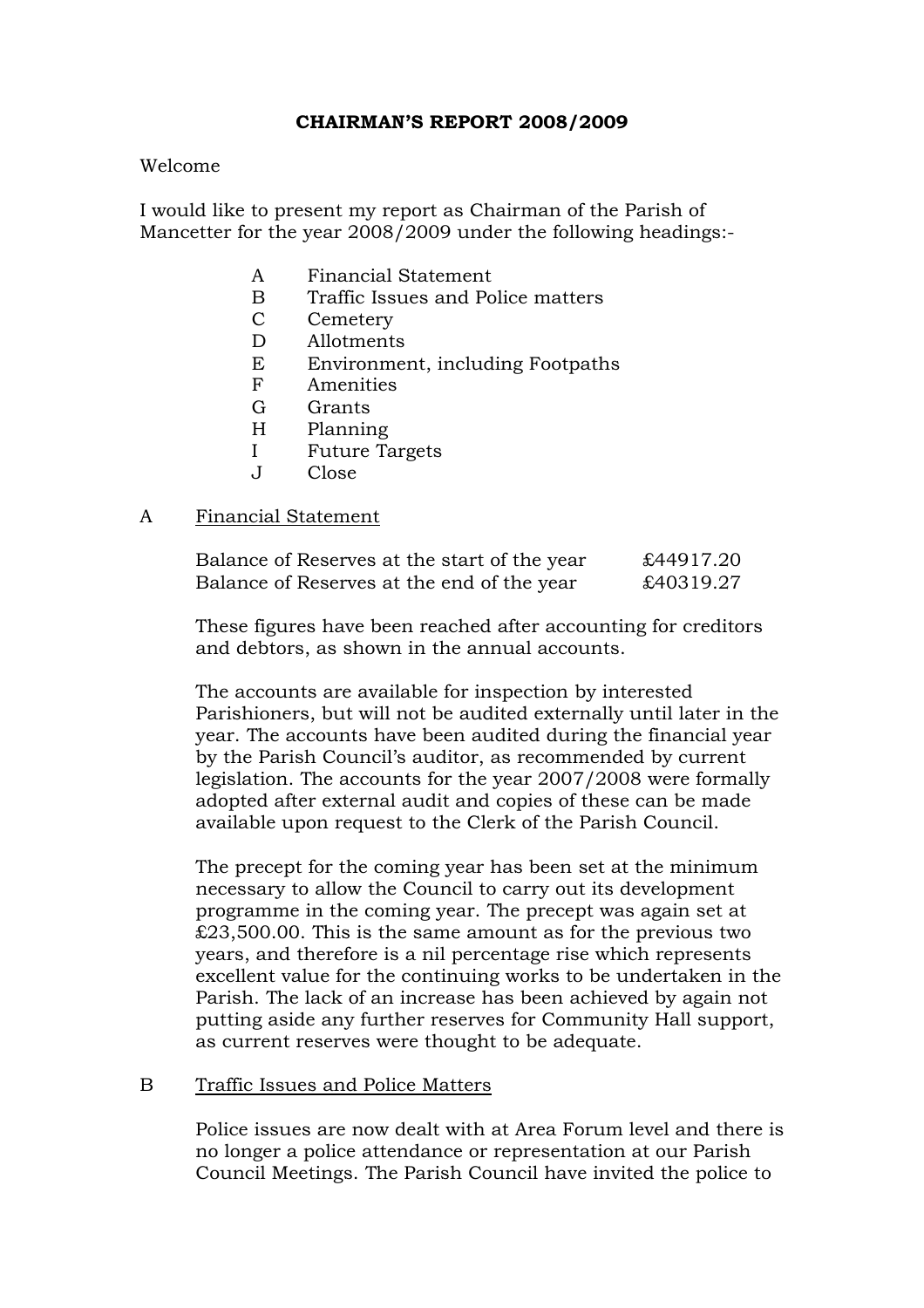# CHAIRMAN'S REPORT 2008/2009

Welcome

I would like to present my report as Chairman of the Parish of Mancetter for the year 2008/2009 under the following headings:-

- A Financial Statement
- B Traffic Issues and Police matters
- C Cemetery
- D Allotments
- E Environment, including Footpaths
- F Amenities
- G Grants
- H Planning
- I Future Targets
- J Close

## A Financial Statement

| | |
|---|---|
| Balance of Reserves at the start of the year | £44917.20 |
| Balance of Reserves at the end of the year | £40319.27 |

These figures have been reached after accounting for creditors and debtors, as shown in the annual accounts.

The accounts are available for inspection by interested Parishioners, but will not be audited externally until later in the year. The accounts have been audited during the financial year by the Parish Council's auditor, as recommended by current legislation. The accounts for the year 2007/2008 were formally adopted after external audit and copies of these can be made available upon request to the Clerk of the Parish Council.

The precept for the coming year has been set at the minimum necessary to allow the Council to carry out its development programme in the coming year. The precept was again set at £23,500.00. This is the same amount as for the previous two years, and therefore is a nil percentage rise which represents excellent value for the continuing works to be undertaken in the Parish. The lack of an increase has been achieved by again not putting aside any further reserves for Community Hall support, as current reserves were thought to be adequate.

## B Traffic Issues and Police Matters

Police issues are now dealt with at Area Forum level and there is no longer a police attendance or representation at our Parish Council Meetings. The Parish Council have invited the police to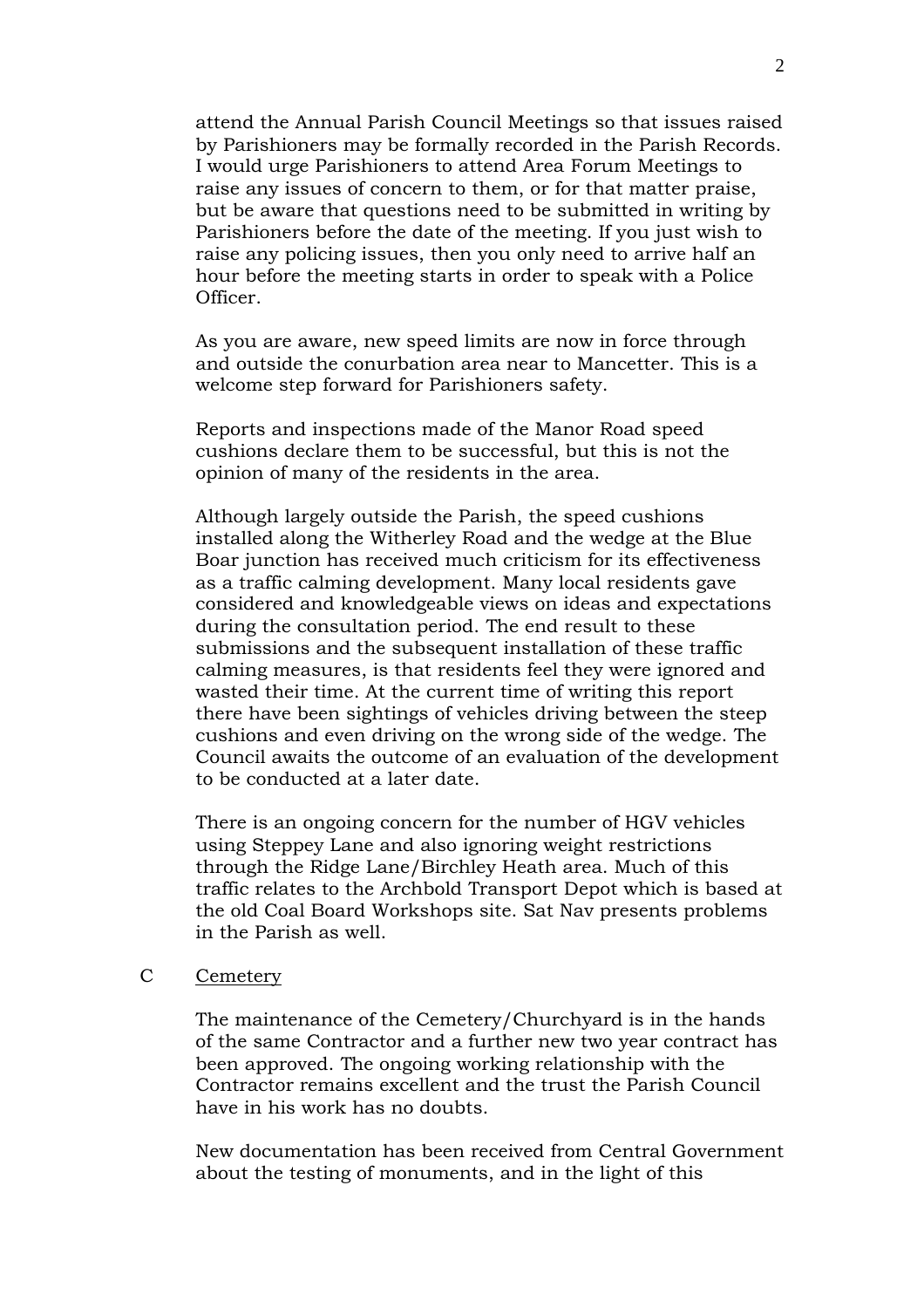attend the Annual Parish Council Meetings so that issues raised by Parishioners may be formally recorded in the Parish Records. I would urge Parishioners to attend Area Forum Meetings to raise any issues of concern to them, or for that matter praise, but be aware that questions need to be submitted in writing by Parishioners before the date of the meeting. If you just wish to raise any policing issues, then you only need to arrive half an hour before the meeting starts in order to speak with a Police Officer.

As you are aware, new speed limits are now in force through and outside the conurbation area near to Mancetter. This is a welcome step forward for Parishioners safety.

Reports and inspections made of the Manor Road speed cushions declare them to be successful, but this is not the opinion of many of the residents in the area.

Although largely outside the Parish, the speed cushions installed along the Witherley Road and the wedge at the Blue Boar junction has received much criticism for its effectiveness as a traffic calming development. Many local residents gave considered and knowledgeable views on ideas and expectations during the consultation period. The end result to these submissions and the subsequent installation of these traffic calming measures, is that residents feel they were ignored and wasted their time. At the current time of writing this report there have been sightings of vehicles driving between the steep cushions and even driving on the wrong side of the wedge. The Council awaits the outcome of an evaluation of the development to be conducted at a later date.

There is an ongoing concern for the number of HGV vehicles using Steppey Lane and also ignoring weight restrictions through the Ridge Lane/Birchley Heath area. Much of this traffic relates to the Archbold Transport Depot which is based at the old Coal Board Workshops site. Sat Nav presents problems in the Parish as well.

C Cemetery

The maintenance of the Cemetery/Churchyard is in the hands of the same Contractor and a further new two year contract has been approved. The ongoing working relationship with the Contractor remains excellent and the trust the Parish Council have in his work has no doubts.

New documentation has been received from Central Government about the testing of monuments, and in the light of this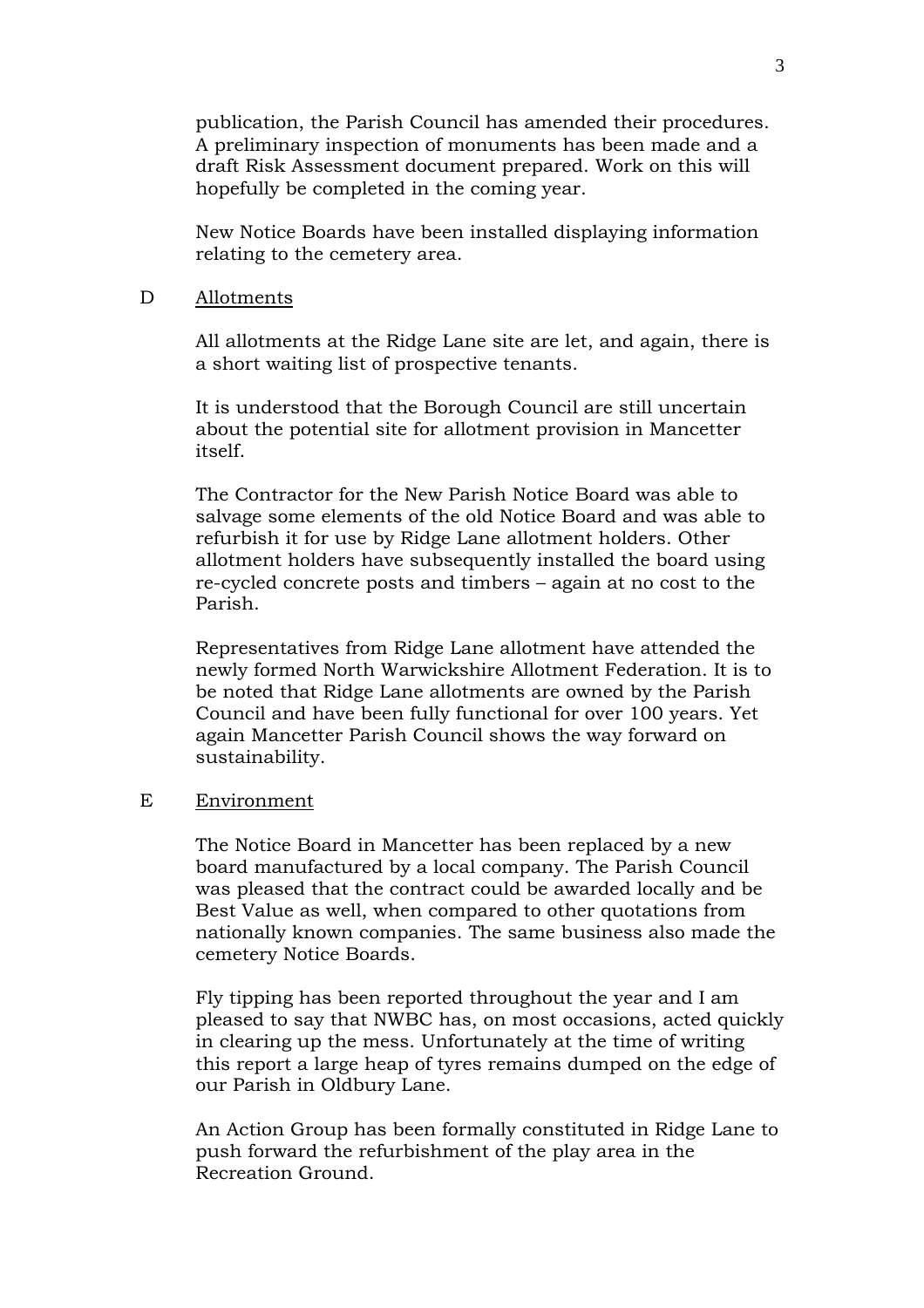publication, the Parish Council has amended their procedures. A preliminary inspection of monuments has been made and a draft Risk Assessment document prepared. Work on this will hopefully be completed in the coming year.

New Notice Boards have been installed displaying information relating to the cemetery area.

## D Allotments

All allotments at the Ridge Lane site are let, and again, there is a short waiting list of prospective tenants.

It is understood that the Borough Council are still uncertain about the potential site for allotment provision in Mancetter itself.

The Contractor for the New Parish Notice Board was able to salvage some elements of the old Notice Board and was able to refurbish it for use by Ridge Lane allotment holders. Other allotment holders have subsequently installed the board using re-cycled concrete posts and timbers – again at no cost to the Parish.

Representatives from Ridge Lane allotment have attended the newly formed North Warwickshire Allotment Federation. It is to be noted that Ridge Lane allotments are owned by the Parish Council and have been fully functional for over 100 years. Yet again Mancetter Parish Council shows the way forward on sustainability.

## E Environment

The Notice Board in Mancetter has been replaced by a new board manufactured by a local company. The Parish Council was pleased that the contract could be awarded locally and be Best Value as well, when compared to other quotations from nationally known companies. The same business also made the cemetery Notice Boards.

Fly tipping has been reported throughout the year and I am pleased to say that NWBC has, on most occasions, acted quickly in clearing up the mess. Unfortunately at the time of writing this report a large heap of tyres remains dumped on the edge of our Parish in Oldbury Lane.

An Action Group has been formally constituted in Ridge Lane to push forward the refurbishment of the play area in the Recreation Ground.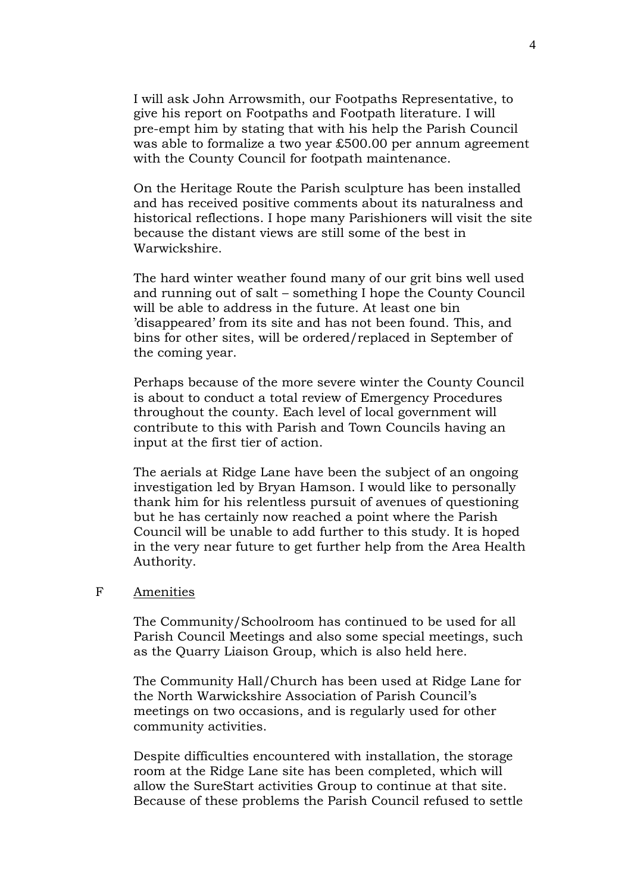I will ask John Arrowsmith, our Footpaths Representative, to give his report on Footpaths and Footpath literature. I will pre-empt him by stating that with his help the Parish Council was able to formalize a two year £500.00 per annum agreement with the County Council for footpath maintenance.

On the Heritage Route the Parish sculpture has been installed and has received positive comments about its naturalness and historical reflections. I hope many Parishioners will visit the site because the distant views are still some of the best in Warwickshire.

The hard winter weather found many of our grit bins well used and running out of salt – something I hope the County Council will be able to address in the future. At least one bin 'disappeared' from its site and has not been found. This, and bins for other sites, will be ordered/replaced in September of the coming year.

Perhaps because of the more severe winter the County Council is about to conduct a total review of Emergency Procedures throughout the county. Each level of local government will contribute to this with Parish and Town Councils having an input at the first tier of action.

The aerials at Ridge Lane have been the subject of an ongoing investigation led by Bryan Hamson. I would like to personally thank him for his relentless pursuit of avenues of questioning but he has certainly now reached a point where the Parish Council will be unable to add further to this study. It is hoped in the very near future to get further help from the Area Health Authority.

F <u>Amenities</u>

The Community/Schoolroom has continued to be used for all Parish Council Meetings and also some special meetings, such as the Quarry Liaison Group, which is also held here.

The Community Hall/Church has been used at Ridge Lane for the North Warwickshire Association of Parish Council's meetings on two occasions, and is regularly used for other community activities.

Despite difficulties encountered with installation, the storage room at the Ridge Lane site has been completed, which will allow the SureStart activities Group to continue at that site. Because of these problems the Parish Council refused to settle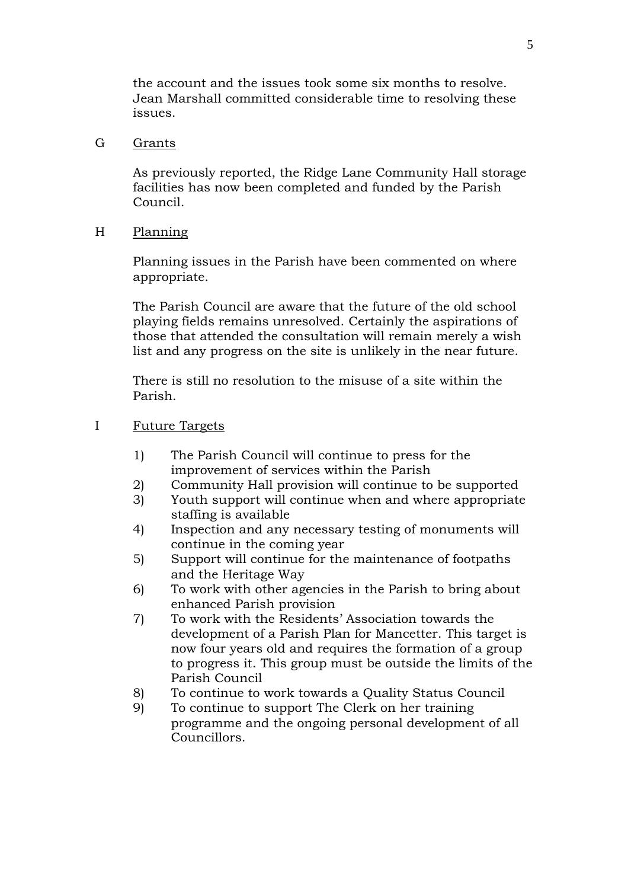the account and the issues took some six months to resolve. Jean Marshall committed considerable time to resolving these issues.

G &nbsp;&nbsp;&nbsp; <u>Grants</u>

As previously reported, the Ridge Lane Community Hall storage facilities has now been completed and funded by the Parish Council.

H &nbsp;&nbsp;&nbsp; <u>Planning</u>

Planning issues in the Parish have been commented on where appropriate.

The Parish Council are aware that the future of the old school playing fields remains unresolved. Certainly the aspirations of those that attended the consultation will remain merely a wish list and any progress on the site is unlikely in the near future.

There is still no resolution to the misuse of a site within the Parish.

I &nbsp;&nbsp;&nbsp; <u>Future Targets</u>

1) The Parish Council will continue to press for the improvement of services within the Parish
2) Community Hall provision will continue to be supported
3) Youth support will continue when and where appropriate staffing is available
4) Inspection and any necessary testing of monuments will continue in the coming year
5) Support will continue for the maintenance of footpaths and the Heritage Way
6) To work with other agencies in the Parish to bring about enhanced Parish provision
7) To work with the Residents' Association towards the development of a Parish Plan for Mancetter. This target is now four years old and requires the formation of a group to progress it. This group must be outside the limits of the Parish Council
8) To continue to work towards a Quality Status Council
9) To continue to support The Clerk on her training programme and the ongoing personal development of all Councillors.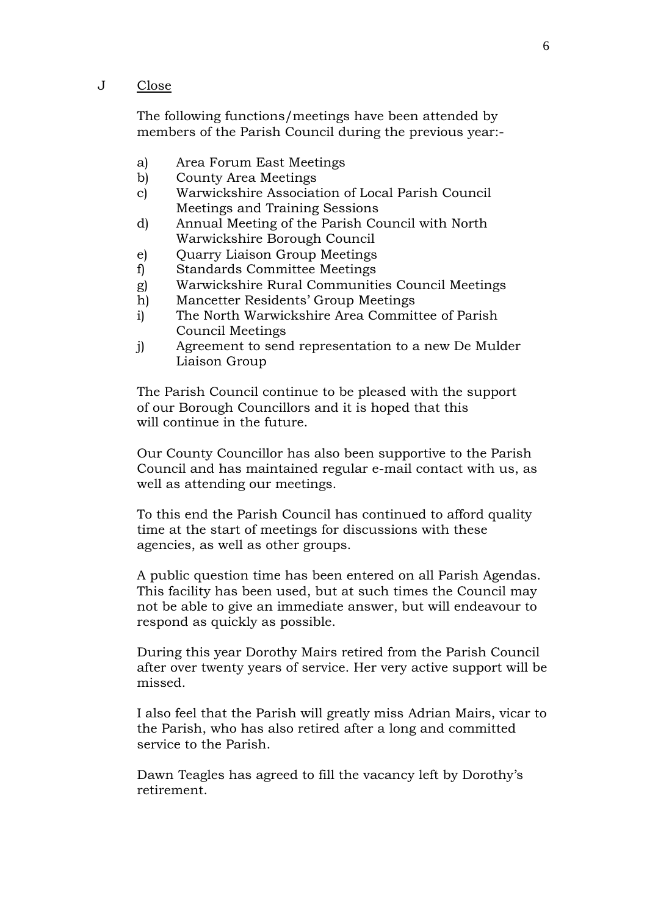J Close

The following functions/meetings have been attended by members of the Parish Council during the previous year:-

a) Area Forum East Meetings
b) County Area Meetings
c) Warwickshire Association of Local Parish Council Meetings and Training Sessions
d) Annual Meeting of the Parish Council with North Warwickshire Borough Council
e) Quarry Liaison Group Meetings
f) Standards Committee Meetings
g) Warwickshire Rural Communities Council Meetings
h) Mancetter Residents' Group Meetings
i) The North Warwickshire Area Committee of Parish Council Meetings
j) Agreement to send representation to a new De Mulder Liaison Group

The Parish Council continue to be pleased with the support of our Borough Councillors and it is hoped that this will continue in the future.

Our County Councillor has also been supportive to the Parish Council and has maintained regular e-mail contact with us, as well as attending our meetings.

To this end the Parish Council has continued to afford quality time at the start of meetings for discussions with these agencies, as well as other groups.

A public question time has been entered on all Parish Agendas. This facility has been used, but at such times the Council may not be able to give an immediate answer, but will endeavour to respond as quickly as possible.

During this year Dorothy Mairs retired from the Parish Council after over twenty years of service. Her very active support will be missed.

I also feel that the Parish will greatly miss Adrian Mairs, vicar to the Parish, who has also retired after a long and committed service to the Parish.

Dawn Teagles has agreed to fill the vacancy left by Dorothy's retirement.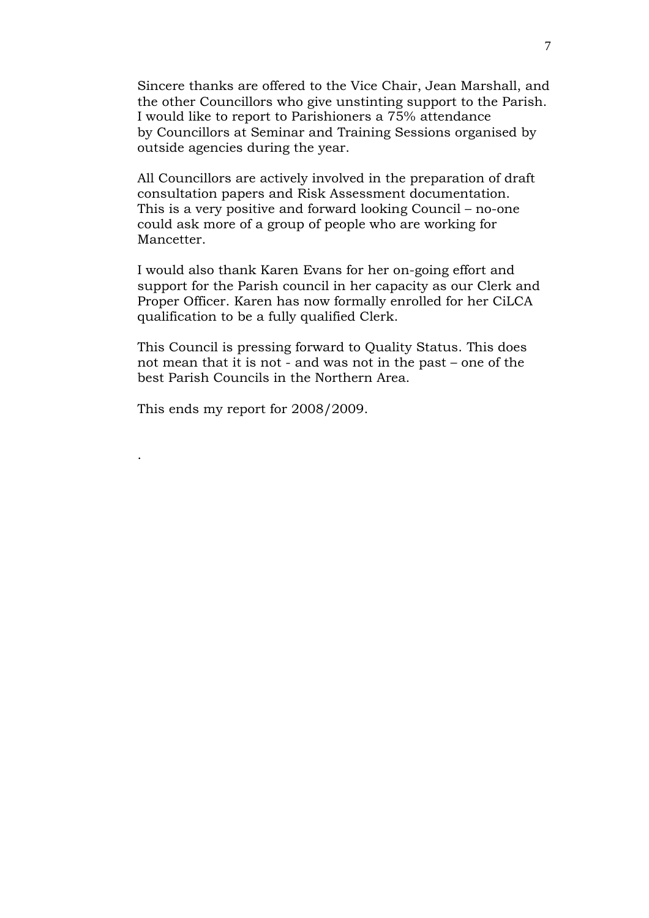Sincere thanks are offered to the Vice Chair, Jean Marshall, and the other Councillors who give unstinting support to the Parish. I would like to report to Parishioners a 75% attendance by Councillors at Seminar and Training Sessions organised by outside agencies during the year.

All Councillors are actively involved in the preparation of draft consultation papers and Risk Assessment documentation. This is a very positive and forward looking Council – no-one could ask more of a group of people who are working for Mancetter.

I would also thank Karen Evans for her on-going effort and support for the Parish council in her capacity as our Clerk and Proper Officer. Karen has now formally enrolled for her CiLCA qualification to be a fully qualified Clerk.

This Council is pressing forward to Quality Status. This does not mean that it is not - and was not in the past – one of the best Parish Councils in the Northern Area.

This ends my report for 2008/2009.

.